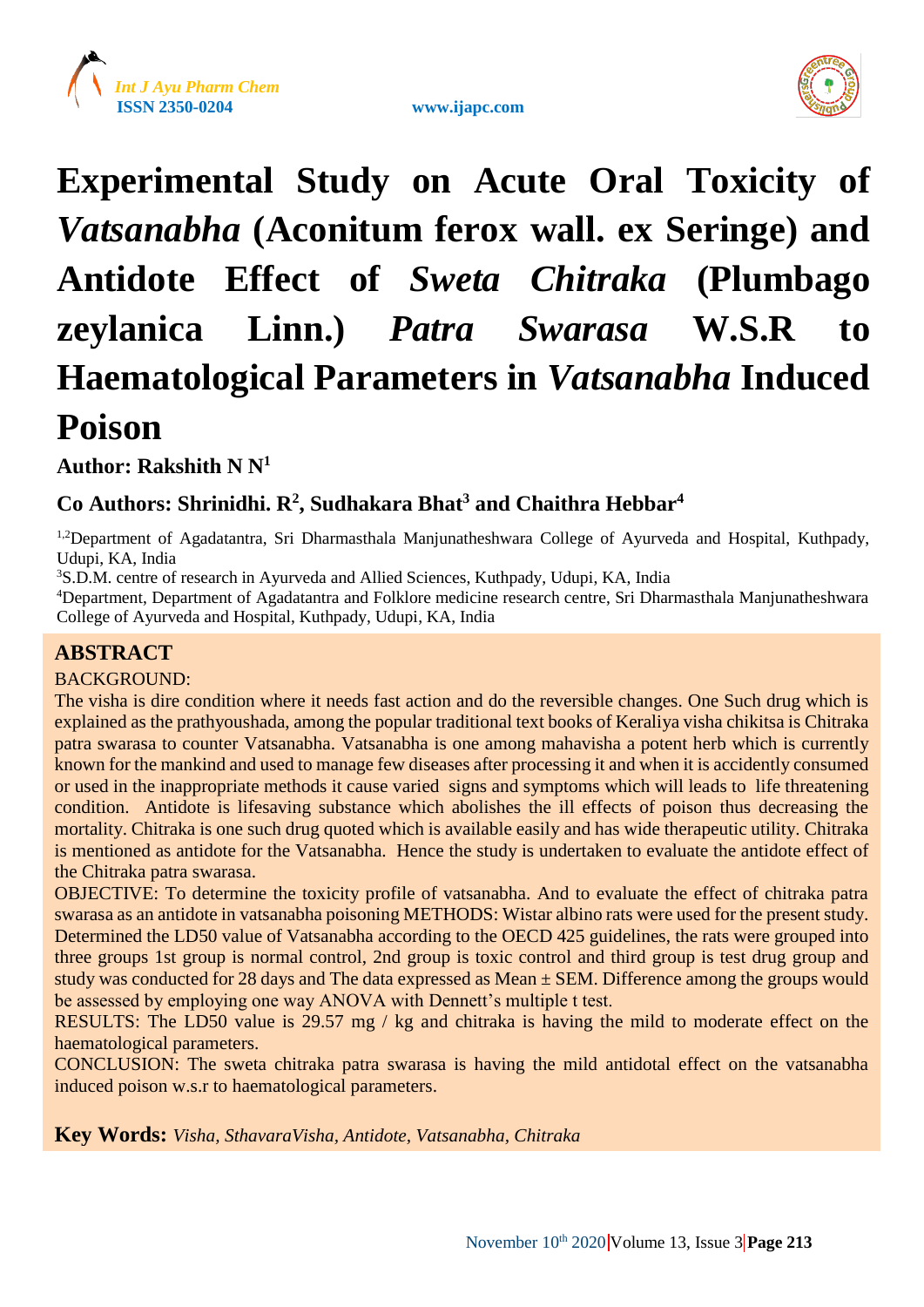# Experimental Study on Acute Oral Toxicity of *Vatsanabha* (Aconitum ferox wall. ex Seringe) and Antidote Effect of *Sweta Chitraka* (Plumbago zeylanica Linn.) *Patra Swarasa* W.S.R to Haematological Parameters in *Vatsanabha* Induced Poison

**Author: Rakshith N N[1]**

**Co Authors: Shrinidhi. R[2], Sudhakara Bhat[3] and Chaithra Hebbar[4]**

[1,2]Department of Agadatantra, Sri Dharmasthala Manjunatheshwara College of Ayurveda and Hospital, Kuthpady, Udupi, KA, India

[3]S.D.M. centre of research in Ayurveda and Allied Sciences, Kuthpady, Udupi, KA, India

[4]Department, Department of Agadatantra and Folklore medicine research centre, Sri Dharmasthala Manjunatheshwara College of Ayurveda and Hospital, Kuthpady, Udupi, KA, India

## ABSTRACT

BACKGROUND:

The visha is dire condition where it needs fast action and do the reversible changes. One Such drug which is explained as the prathyoushada, among the popular traditional text books of Keraliya visha chikitsa is Chitraka patra swarasa to counter Vatsanabha. Vatsanabha is one among mahavisha a potent herb which is currently known for the mankind and used to manage few diseases after processing it and when it is accidently consumed or used in the inappropriate methods it cause varied signs and symptoms which will leads to life threatening condition. Antidote is lifesaving substance which abolishes the ill effects of poison thus decreasing the mortality. Chitraka is one such drug quoted which is available easily and has wide therapeutic utility. Chitraka is mentioned as antidote for the Vatsanabha. Hence the study is undertaken to evaluate the antidote effect of the Chitraka patra swarasa.

OBJECTIVE: To determine the toxicity profile of vatsanabha. And to evaluate the effect of chitraka patra swarasa as an antidote in vatsanabha poisoning METHODS: Wistar albino rats were used for the present study. Determined the LD50 value of Vatsanabha according to the OECD 425 guidelines, the rats were grouped into three groups 1st group is normal control, 2nd group is toxic control and third group is test drug group and study was conducted for 28 days and The data expressed as Mean ± SEM. Difference among the groups would be assessed by employing one way ANOVA with Dennett's multiple t test.

RESULTS: The LD50 value is 29.57 mg / kg and chitraka is having the mild to moderate effect on the haematological parameters.

CONCLUSION: The sweta chitraka patra swarasa is having the mild antidotal effect on the vatsanabha induced poison w.s.r to haematological parameters.

**Key Words:** *Visha, SthavaraVisha, Antidote, Vatsanabha, Chitraka*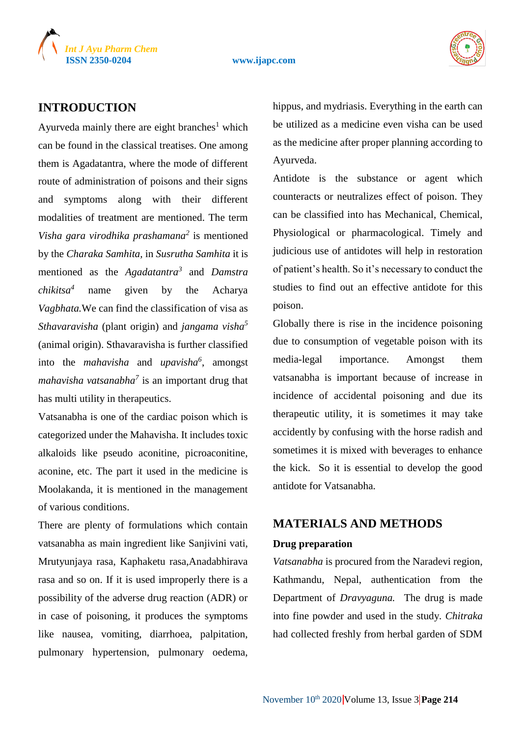## INTRODUCTION

Ayurveda mainly there are eight branches[1] which can be found in the classical treatises. One among them is Agadatantra, where the mode of different route of administration of poisons and their signs and symptoms along with their different modalities of treatment are mentioned. The term *Visha gara virodhika prashamana*[2] is mentioned by the *Charaka Samhita,* in *Susrutha Samhita* it is mentioned as the *Agadatantra*[3] and *Damstra chikitsa*[4] name given by the Acharya *Vagbhata.*We can find the classification of visa as *Sthavaravisha* (plant origin) and *jangama visha*[5] (animal origin). Sthavaravisha is further classified into the *mahavisha* and *upavisha*[6], amongst *mahavisha vatsanabha*[7] is an important drug that has multi utility in therapeutics.

Vatsanabha is one of the cardiac poison which is categorized under the Mahavisha. It includes toxic alkaloids like pseudo aconitine, picroaconitine, aconine, etc. The part it used in the medicine is Moolakanda, it is mentioned in the management of various conditions.

There are plenty of formulations which contain vatsanabha as main ingredient like Sanjivini vati, Mrutyunjaya rasa, Kaphaketu rasa,Anadabhirava rasa and so on. If it is used improperly there is a possibility of the adverse drug reaction (ADR) or in case of poisoning, it produces the symptoms like nausea, vomiting, diarrhoea, palpitation, pulmonary hypertension, pulmonary oedema, hippus, and mydriasis. Everything in the earth can be utilized as a medicine even visha can be used as the medicine after proper planning according to Ayurveda.

Antidote is the substance or agent which counteracts or neutralizes effect of poison. They can be classified into has Mechanical, Chemical, Physiological or pharmacological. Timely and judicious use of antidotes will help in restoration of patient's health. So it's necessary to conduct the studies to find out an effective antidote for this poison.

Globally there is rise in the incidence poisoning due to consumption of vegetable poison with its media-legal importance. Amongst them vatsanabha is important because of increase in incidence of accidental poisoning and due its therapeutic utility, it is sometimes it may take accidently by confusing with the horse radish and sometimes it is mixed with beverages to enhance the kick. So it is essential to develop the good antidote for Vatsanabha.

## MATERIALS AND METHODS

### Drug preparation

*Vatsanabha* is procured from the Naradevi region, Kathmandu, Nepal, authentication from the Department of *Dravyaguna.* The drug is made into fine powder and used in the study. *Chitraka* had collected freshly from herbal garden of SDM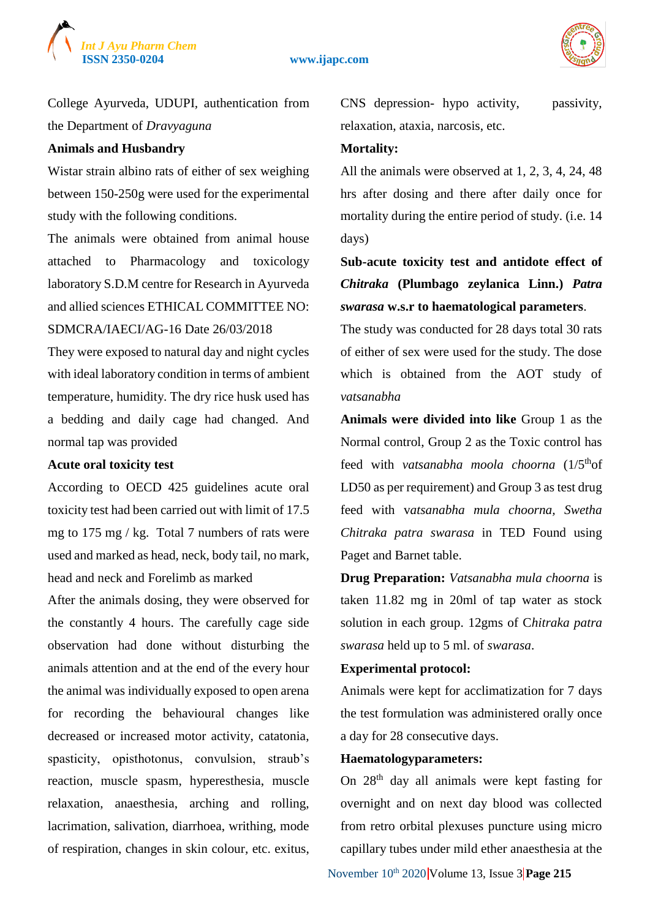College Ayurveda, UDUPI, authentication from the Department of *Dravyaguna*

**Animals and Husbandry**

Wistar strain albino rats of either of sex weighing between 150-250g were used for the experimental study with the following conditions.

The animals were obtained from animal house attached to Pharmacology and toxicology laboratory S.D.M centre for Research in Ayurveda and allied sciences ETHICAL COMMITTEE NO: SDMCRA/IAECI/AG-16 Date 26/03/2018

They were exposed to natural day and night cycles with ideal laboratory condition in terms of ambient temperature, humidity. The dry rice husk used has a bedding and daily cage had changed. And normal tap was provided

**Acute oral toxicity test**

According to OECD 425 guidelines acute oral toxicity test had been carried out with limit of 17.5 mg to 175 mg / kg. Total 7 numbers of rats were used and marked as head, neck, body tail, no mark, head and neck and Forelimb as marked

After the animals dosing, they were observed for the constantly 4 hours. The carefully cage side observation had done without disturbing the animals attention and at the end of the every hour the animal was individually exposed to open arena for recording the behavioural changes like decreased or increased motor activity, catatonia, spasticity, opisthotonus, convulsion, straub's reaction, muscle spasm, hyperesthesia, muscle relaxation, anaesthesia, arching and rolling, lacrimation, salivation, diarrhoea, writhing, mode of respiration, changes in skin colour, etc. exitus, CNS depression- hypo activity, passivity, relaxation, ataxia, narcosis, etc.

**Mortality:**

All the animals were observed at 1, 2, 3, 4, 24, 48 hrs after dosing and there after daily once for mortality during the entire period of study. (i.e. 14 days)

**Sub-acute toxicity test and antidote effect of *Chitraka* (Plumbago zeylanica Linn.) *Patra swarasa* w.s.r to haematological parameters**.

The study was conducted for 28 days total 30 rats of either of sex were used for the study. The dose which is obtained from the AOT study of *vatsanabha*

**Animals were divided into like** Group 1 as the Normal control, Group 2 as the Toxic control has feed with *vatsanabha moola choorna* (1/5$^{th}$of LD50 as per requirement) and Group 3 as test drug feed with *vatsanabha mula choorna, Swetha Chitraka patra swarasa* in TED Found using Paget and Barnet table.

**Drug Preparation:** *Vatsanabha mula choorna* is taken 11.82 mg in 20ml of tap water as stock solution in each group. 12gms of C*hitraka patra swarasa* held up to 5 ml. of *swarasa*.

**Experimental protocol:**

Animals were kept for acclimatization for 7 days the test formulation was administered orally once a day for 28 consecutive days.

**Haematologyparameters:**

On 28$^{th}$ day all animals were kept fasting for overnight and on next day blood was collected from retro orbital plexuses puncture using micro capillary tubes under mild ether anaesthesia at the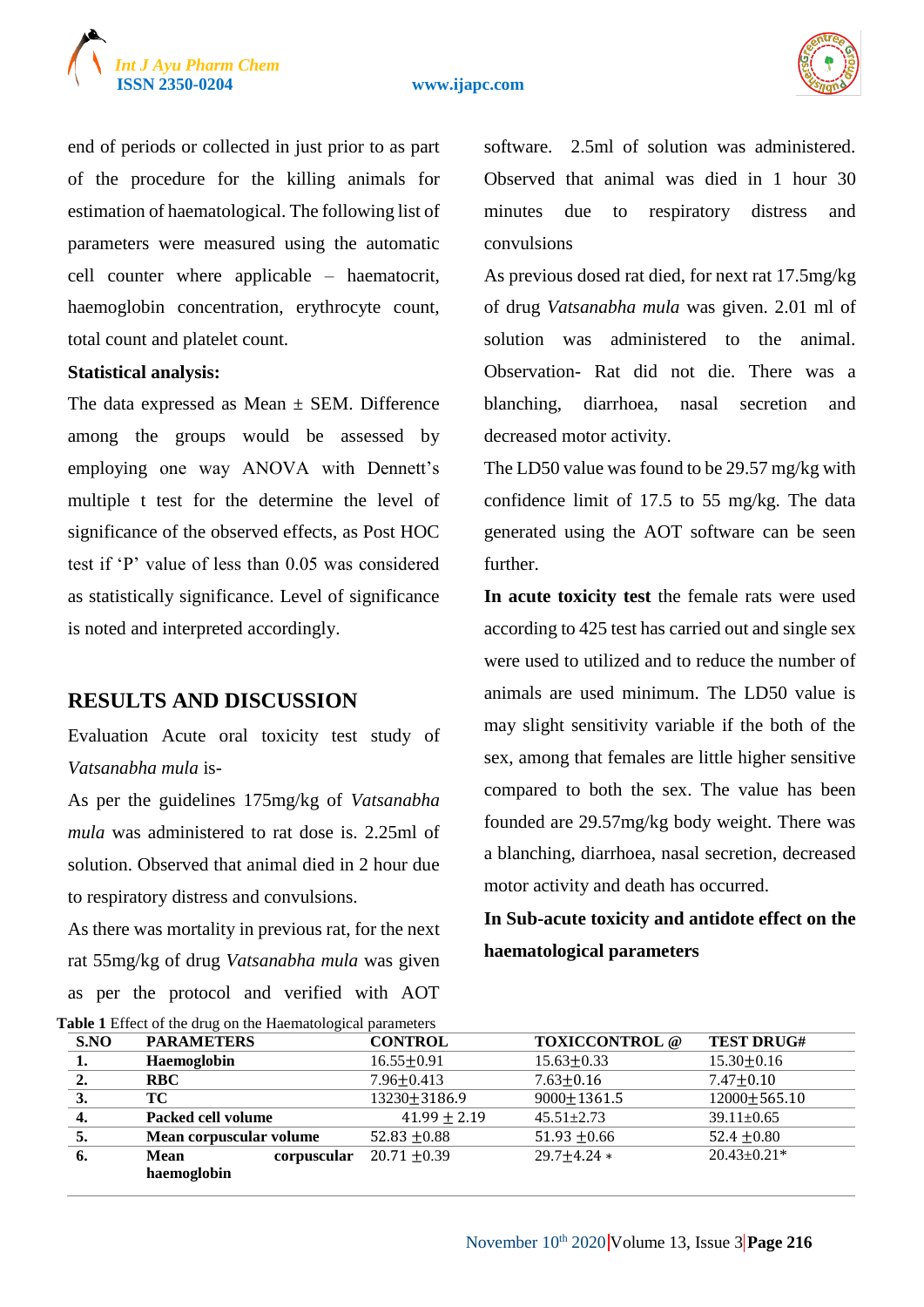end of periods or collected in just prior to as part of the procedure for the killing animals for estimation of haematological. The following list of parameters were measured using the automatic cell counter where applicable – haematocrit, haemoglobin concentration, erythrocyte count, total count and platelet count.

**Statistical analysis:**

The data expressed as Mean ± SEM. Difference among the groups would be assessed by employing one way ANOVA with Dennett's multiple t test for the determine the level of significance of the observed effects, as Post HOC test if 'P' value of less than 0.05 was considered as statistically significance. Level of significance is noted and interpreted accordingly.

## RESULTS AND DISCUSSION

Evaluation Acute oral toxicity test study of *Vatsanabha mula* is-

As per the guidelines 175mg/kg of *Vatsanabha mula* was administered to rat dose is. 2.25ml of solution. Observed that animal died in 2 hour due to respiratory distress and convulsions.

As there was mortality in previous rat, for the next rat 55mg/kg of drug *Vatsanabha mula* was given as per the protocol and verified with AOT software. 2.5ml of solution was administered. Observed that animal was died in 1 hour 30 minutes due to respiratory distress and convulsions

As previous dosed rat died, for next rat 17.5mg/kg of drug *Vatsanabha mula* was given. 2.01 ml of solution was administered to the animal. Observation- Rat did not die. There was a blanching, diarrhoea, nasal secretion and decreased motor activity.

The LD50 value was found to be 29.57 mg/kg with confidence limit of 17.5 to 55 mg/kg. The data generated using the AOT software can be seen further.

**In acute toxicity test** the female rats were used according to 425 test has carried out and single sex were used to utilized and to reduce the number of animals are used minimum. The LD50 value is may slight sensitivity variable if the both of the sex, among that females are little higher sensitive compared to both the sex. The value has been founded are 29.57mg/kg body weight. There was a blanching, diarrhoea, nasal secretion, decreased motor activity and death has occurred.

**In Sub-acute toxicity and antidote effect on the haematological parameters**

**Table 1** Effect of the drug on the Haematological parameters

| S.NO | PARAMETERS | CONTROL | TOXICCONTROL @ | TEST DRUG# |
|---|---|---|---|---|
| 1. | Haemoglobin | 16.55±0.91 | 15.63±0.33 | 15.30±0.16 |
| 2. | RBC | 7.96±0.413 | 7.63±0.16 | 7.47±0.10 |
| 3. | TC | 13230±3186.9 | 9000±1361.5 | 12000±565.10 |
| 4. | Packed cell volume | 41.99 ± 2.19 | 45.51±2.73 | 39.11±0.65 |
| 5. | Mean corpuscular volume | 52.83 ±0.88 | 51.93 ±0.66 | 52.4 ±0.80 |
| 6. | Mean corpuscular haemoglobin | 20.71 ±0.39 | 29.7±4.24 * | 20.43±0.21* |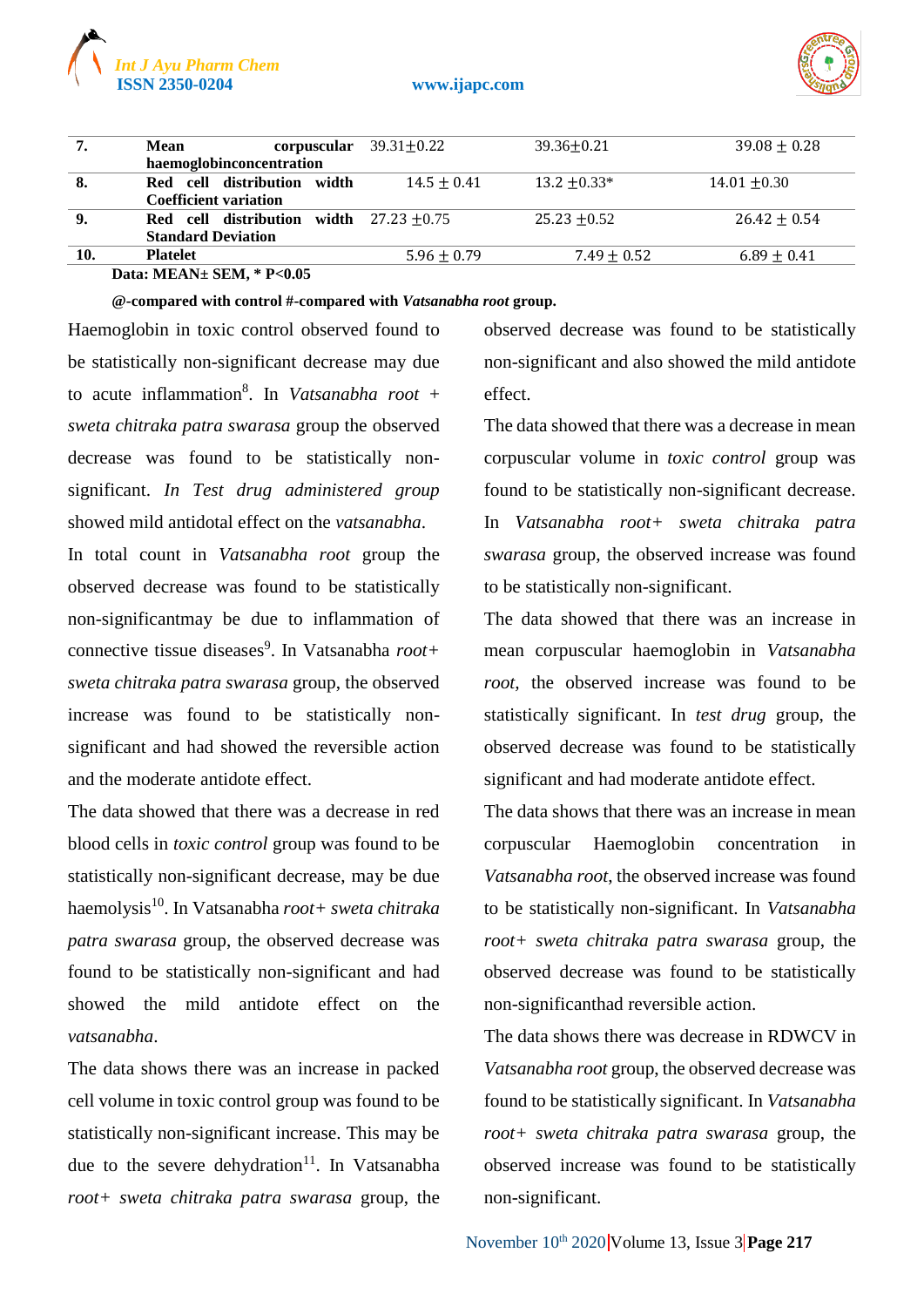| 7. | Mean corpuscular haemoglobinconcentration | 39.31±0.22 | 39.36±0.21 | 39.08 ± 0.28 |
|---|---|---|---|---|
| 8. | Red cell distribution width Coefficient variation | 14.5 ± 0.41 | 13.2 ±0.33* | 14.01 ±0.30 |
| 9. | Red cell distribution width Standard Deviation | 27.23 ±0.75 | 25.23 ±0.52 | 26.42 ± 0.54 |
| 10. | Platelet | 5.96 ± 0.79 | 7.49 ± 0.52 | 6.89 ± 0.41 |

**Data: MEAN± SEM, * P<0.05**

**@-compared with control #-compared with *Vatsanabha root* group.**

Haemoglobin in toxic control observed found to be statistically non-significant decrease may due to acute inflammation[8]. In *Vatsanabha root + sweta chitraka patra swarasa* group the observed decrease was found to be statistically non-significant. *In Test drug administered group* showed mild antidotal effect on the *vatsanabha*.

In total count in *Vatsanabha root* group the observed decrease was found to be statistically non-significantmay be due to inflammation of connective tissue diseases[9]. In Vatsanabha *root+ sweta chitraka patra swarasa* group, the observed increase was found to be statistically non-significant and had showed the reversible action and the moderate antidote effect.

The data showed that there was a decrease in red blood cells in *toxic control* group was found to be statistically non-significant decrease, may be due haemolysis[10]. In Vatsanabha *root+ sweta chitraka patra swarasa* group, the observed decrease was found to be statistically non-significant and had showed the mild antidote effect on the *vatsanabha*.

The data shows there was an increase in packed cell volume in toxic control group was found to be statistically non-significant increase. This may be due to the severe dehydration[11]. In Vatsanabha *root+ sweta chitraka patra swarasa* group, the observed decrease was found to be statistically non-significant and also showed the mild antidote effect.

The data showed that there was a decrease in mean corpuscular volume in *toxic control* group was found to be statistically non-significant decrease. In *Vatsanabha root+ sweta chitraka patra swarasa* group, the observed increase was found to be statistically non-significant.

The data showed that there was an increase in mean corpuscular haemoglobin in *Vatsanabha root,* the observed increase was found to be statistically significant. In *test drug* group, the observed decrease was found to be statistically significant and had moderate antidote effect.

The data shows that there was an increase in mean corpuscular Haemoglobin concentration in *Vatsanabha root,* the observed increase was found to be statistically non-significant. In *Vatsanabha root+ sweta chitraka patra swarasa* group, the observed decrease was found to be statistically non-significanthad reversible action.

The data shows there was decrease in RDWCV in *Vatsanabha root* group, the observed decrease was found to be statistically significant. In *Vatsanabha root+ sweta chitraka patra swarasa* group, the observed increase was found to be statistically non-significant.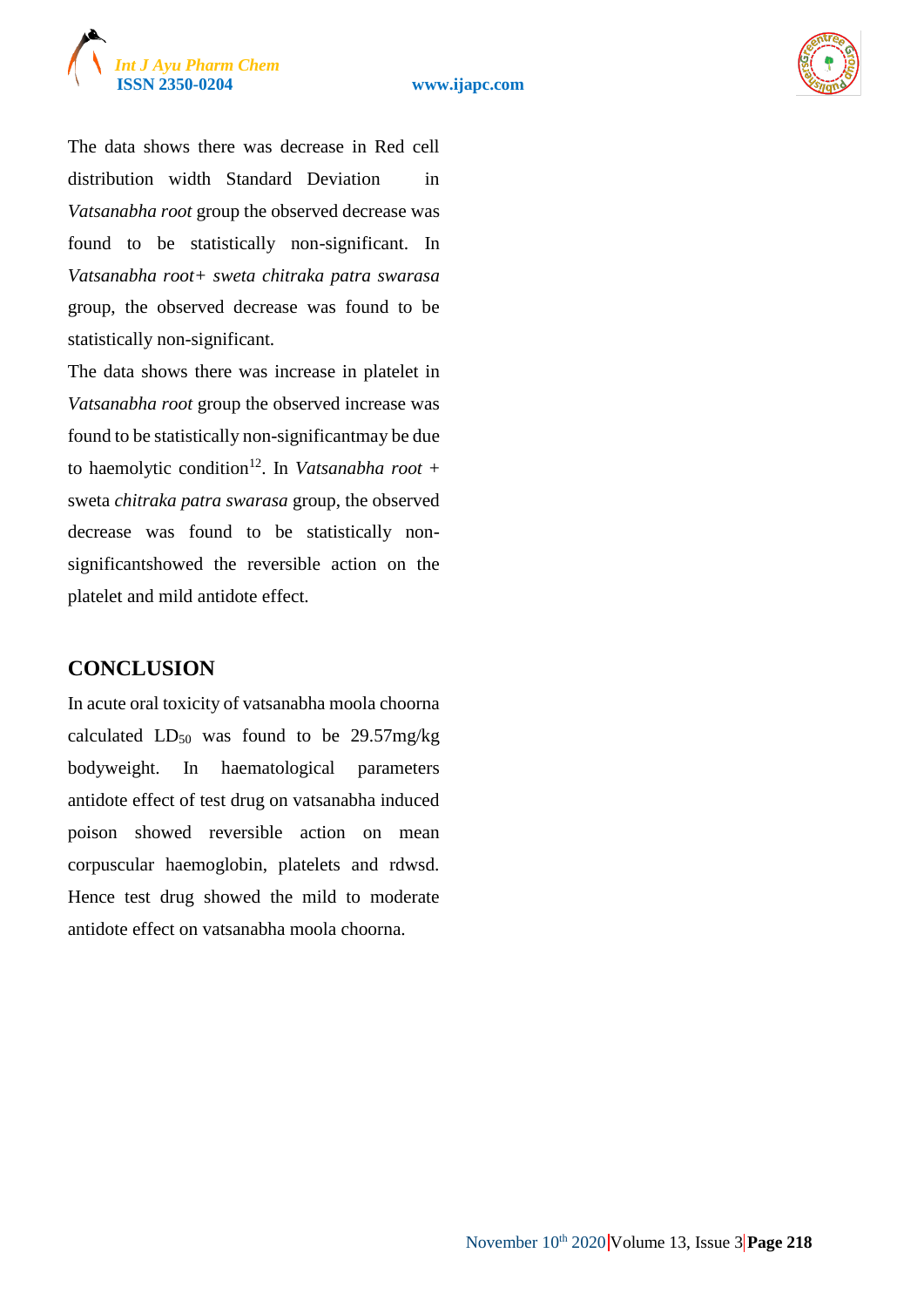The data shows there was decrease in Red cell distribution width Standard Deviation in *Vatsanabha root* group the observed decrease was found to be statistically non-significant. In *Vatsanabha root+ sweta chitraka patra swarasa* group, the observed decrease was found to be statistically non-significant.

The data shows there was increase in platelet in *Vatsanabha root* group the observed increase was found to be statistically non-significantmay be due to haemolytic condition[12]. In *Vatsanabha root* + sweta *chitraka patra swarasa* group, the observed decrease was found to be statistically non-significantshowed the reversible action on the platelet and mild antidote effect.

## CONCLUSION

In acute oral toxicity of vatsanabha moola choorna calculated $LD_{50}$ was found to be 29.57mg/kg bodyweight. In haematological parameters antidote effect of test drug on vatsanabha induced poison showed reversible action on mean corpuscular haemoglobin, platelets and rdwsd. Hence test drug showed the mild to moderate antidote effect on vatsanabha moola choorna.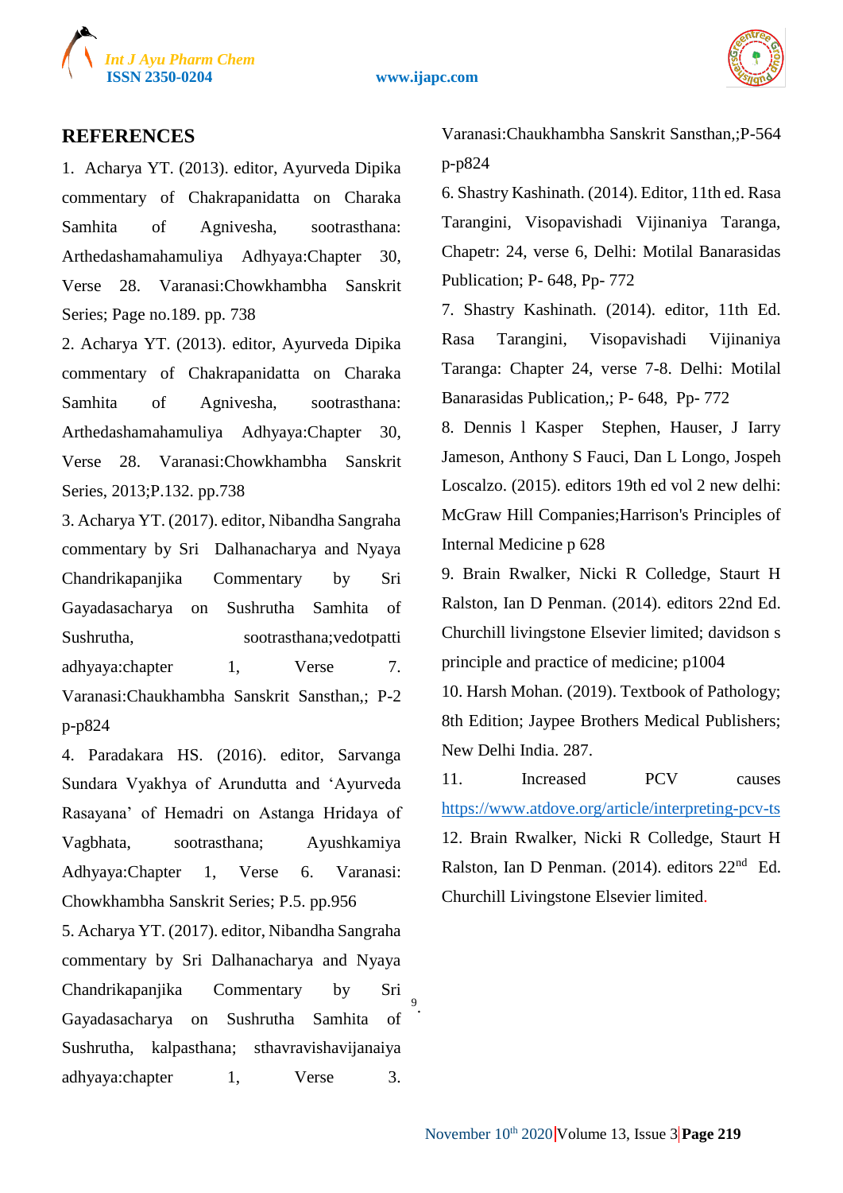## REFERENCES

1. Acharya YT. (2013). editor, Ayurveda Dipika commentary of Chakrapanidatta on Charaka Samhita of Agnivesha, sootrasthana: Arthedashamahamuliya Adhyaya:Chapter 30, Verse 28. Varanasi:Chowkhambha Sanskrit Series; Page no.189. pp. 738
2. Acharya YT. (2013). editor, Ayurveda Dipika commentary of Chakrapanidatta on Charaka Samhita of Agnivesha, sootrasthana: Arthedashamahamuliya Adhyaya:Chapter 30, Verse 28. Varanasi:Chowkhambha Sanskrit Series, 2013;P.132. pp.738
3. Acharya YT. (2017). editor, Nibandha Sangraha commentary by Sri Dalhanacharya and Nyaya Chandrikapanjika Commentary by Sri Gayadasacharya on Sushrutha Samhita of Sushrutha, sootrasthana;vedotpatti adhyaya:chapter 1, Verse 7. Varanasi:Chaukhambha Sanskrit Sansthan,; P-2 p-p824
4. Paradakara HS. (2016). editor, Sarvanga Sundara Vyakhya of Arundutta and 'Ayurveda Rasayana' of Hemadri on Astanga Hridaya of Vagbhata, sootrasthana; Ayushkamiya Adhyaya:Chapter 1, Verse 6. Varanasi: Chowkhambha Sanskrit Series; P.5. pp.956
5. Acharya YT. (2017). editor, Nibandha Sangraha commentary by Sri Dalhanacharya and Nyaya Chandrikapanjika Commentary by Sri Gayadasacharya on Sushrutha Samhita of Sushrutha, kalpasthana; sthavravishavijanaiya adhyaya:chapter 1, Verse 3. Varanasi:Chaukhambha Sanskrit Sansthan,;P-564 p-p824
6. Shastry Kashinath. (2014). Editor, 11th ed. Rasa Tarangini, Visopavishadi Vijinaniya Taranga, Chapetr: 24, verse 6, Delhi: Motilal Banarasidas Publication; P- 648, Pp- 772
7. Shastry Kashinath. (2014). editor, 11th Ed. Rasa Tarangini, Visopavishadi Vijinaniya Taranga: Chapter 24, verse 7-8. Delhi: Motilal Banarasidas Publication,; P- 648, Pp- 772
8. Dennis l Kasper Stephen, Hauser, J Iarry Jameson, Anthony S Fauci, Dan L Longo, Jospeh Loscalzo. (2015). editors 19th ed vol 2 new delhi: McGraw Hill Companies;Harrison's Principles of Internal Medicine p 628
9. Brain Rwalker, Nicki R Colledge, Staurt H Ralston, Ian D Penman. (2014). editors 22nd Ed. Churchill livingstone Elsevier limited; davidson s principle and practice of medicine; p1004
10. Harsh Mohan. (2019). Textbook of Pathology; 8th Edition; Jaypee Brothers Medical Publishers; New Delhi India. 287.
11. Increased PCV causes https://www.atdove.org/article/interpreting-pcv-ts
12. Brain Rwalker, Nicki R Colledge, Staurt H Ralston, Ian D Penman. (2014). editors 22nd Ed. Churchill Livingstone Elsevier limited.